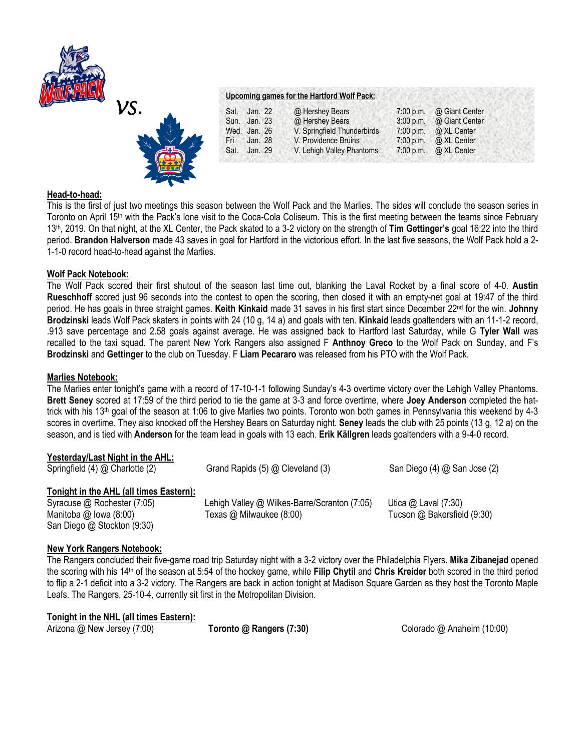*vs.*

**Upcoming games for the Hartford Wolf Pack:**

| | | | | |
|---|---|---|---|---|
| Sat. | Jan. 22 | @ Hershey Bears | 7:00 p.m. | @ Giant Center |
| Sun. | Jan. 23 | @ Hershey Bears | 3:00 p.m. | @ Giant Center |
| Wed. | Jan. 26 | V. Springfield Thunderbirds | 7:00 p.m. | @ XL Center |
| Fri. | Jan. 28 | V. Providence Bruins | 7:00 p.m. | @ XL Center |
| Sat. | Jan. 29 | V. Lehigh Valley Phantoms | 7:00 p.m. | @ XL Center |

**Head-to-head:**

This is the first of just two meetings this season between the Wolf Pack and the Marlies. The sides will conclude the season series in Toronto on April 15th with the Pack's lone visit to the Coca-Cola Coliseum. This is the first meeting between the teams since February 13th, 2019. On that night, at the XL Center, the Pack skated to a 3-2 victory on the strength of **Tim Gettinger's** goal 16:22 into the third period. **Brandon Halverson** made 43 saves in goal for Hartford in the victorious effort. In the last five seasons, the Wolf Pack hold a 2-1-1-0 record head-to-head against the Marlies.

**Wolf Pack Notebook:**

The Wolf Pack scored their first shutout of the season last time out, blanking the Laval Rocket by a final score of 4-0. **Austin Rueschhoff** scored just 96 seconds into the contest to open the scoring, then closed it with an empty-net goal at 19:47 of the third period. He has goals in three straight games. **Keith Kinkaid** made 31 saves in his first start since December 22nd for the win. **Johnny Brodzinski** leads Wolf Pack skaters in points with 24 (10 g, 14 a) and goals with ten. **Kinkaid** leads goaltenders with an 11-1-2 record, .913 save percentage and 2.58 goals against average. He was assigned back to Hartford last Saturday, while G **Tyler Wall** was recalled to the taxi squad. The parent New York Rangers also assigned F **Anthnoy Greco** to the Wolf Pack on Sunday, and F's **Brodzinski** and **Gettinger** to the club on Tuesday. F **Liam Pecararo** was released from his PTO with the Wolf Pack.

**Marlies Notebook:**

The Marlies enter tonight's game with a record of 17-10-1-1 following Sunday's 4-3 overtime victory over the Lehigh Valley Phantoms. **Brett Seney** scored at 17:59 of the third period to tie the game at 3-3 and force overtime, where **Joey Anderson** completed the hat-trick with his 13th goal of the season at 1:06 to give Marlies two points. Toronto won both games in Pennsylvania this weekend by 4-3 scores in overtime. They also knocked off the Hershey Bears on Saturday night. **Seney** leads the club with 25 points (13 g, 12 a) on the season, and is tied with **Anderson** for the team lead in goals with 13 each. **Erik Källgren** leads goaltenders with a 9-4-0 record.

**Yesterday/Last Night in the AHL:**

Springfield (4) @ Charlotte (2)
Grand Rapids (5) @ Cleveland (3)
San Diego (4) @ San Jose (2)

**Tonight in the AHL (all times Eastern):**

Syracuse @ Rochester (7:05)
Lehigh Valley @ Wilkes-Barre/Scranton (7:05)
Utica @ Laval (7:30)
Manitoba @ Iowa (8:00)
Texas @ Milwaukee (8:00)
Tucson @ Bakersfield (9:30)
San Diego @ Stockton (9:30)

**New York Rangers Notebook:**

The Rangers concluded their five-game road trip Saturday night with a 3-2 victory over the Philadelphia Flyers. **Mika Zibanejad** opened the scoring with his 14th of the season at 5:54 of the hockey game, while **Filip Chytil** and **Chris Kreider** both scored in the third period to flip a 2-1 deficit into a 3-2 victory. The Rangers are back in action tonight at Madison Square Garden as they host the Toronto Maple Leafs. The Rangers, 25-10-4, currently sit first in the Metropolitan Division.

**Tonight in the NHL (all times Eastern):**

Arizona @ New Jersey (7:00)
**Toronto @ Rangers (7:30)**
Colorado @ Anaheim (10:00)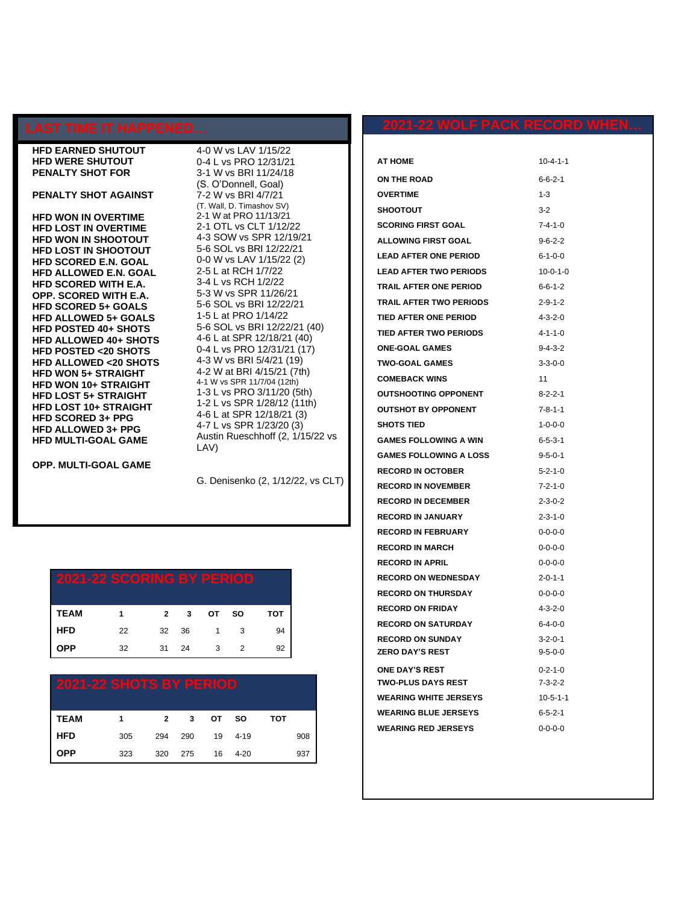## LAST TIME IT HAPPENED…

| | |
|---|---|
| **HFD EARNED SHUTOUT** | 4-0 W vs LAV 1/15/22 |
| **HFD WERE SHUTOUT** | 0-4 L vs PRO 12/31/21 |
| **PENALTY SHOT FOR** | 3-1 W vs BRI 11/24/18 (S. O'Donnell, Goal) |
| **PENALTY SHOT AGAINST** | 7-2 W vs BRI 4/7/21 (T. Wall, D. Timashov SV) |
| **HFD WON IN OVERTIME** | 2-1 W at PRO 11/13/21 |
| **HFD LOST IN OVERTIME** | 2-1 OTL vs CLT 1/12/22 |
| **HFD WON IN SHOOTOUT** | 4-3 SOW vs SPR 12/19/21 |
| **HFD LOST IN SHOOTOUT** | 5-6 SOL vs BRI 12/22/21 |
| **HFD SCORED E.N. GOAL** | 0-0 W vs LAV 1/15/22 (2) |
| **HFD ALLOWED E.N. GOAL** | 2-5 L at RCH 1/7/22 |
| **HFD SCORED WITH E.A.** | 3-4 L vs RCH 1/2/22 |
| **OPP. SCORED WITH E.A.** | 5-3 W vs SPR 11/26/21 |
| **HFD SCORED 5+ GOALS** | 5-6 SOL vs BRI 12/22/21 |
| **HFD ALLOWED 5+ GOALS** | 1-5 L at PRO 1/14/22 |
| **HFD POSTED 40+ SHOTS** | 5-6 SOL vs BRI 12/22/21 (40) |
| **HFD ALLOWED 40+ SHOTS** | 4-6 L at SPR 12/18/21 (40) |
| **HFD POSTED <20 SHOTS** | 0-4 L vs PRO 12/31/21 (17) |
| **HFD ALLOWED <20 SHOTS** | 4-3 W vs BRI 5/4/21 (19) |
| **HFD WON 5+ STRAIGHT** | 4-2 W at BRI 4/15/21 (7th) |
| **HFD WON 10+ STRAIGHT** | 4-1 W vs SPR 11/7/04 (12th) |
| **HFD LOST 5+ STRAIGHT** | 1-3 L vs PRO 3/11/20 (5th) |
| **HFD LOST 10+ STRAIGHT** | 1-2 L vs SPR 1/28/12 (11th) |
| **HFD SCORED 3+ PPG** | 4-6 L at SPR 12/18/21 (3) |
| **HFD ALLOWED 3+ PPG** | 4-7 L vs SPR 1/23/20 (3) |
| **HFD MULTI-GOAL GAME** | Austin Rueschhoff (2, 1/15/22 vs LAV) |
| **OPP. MULTI-GOAL GAME** | G. Denisenko (2, 1/12/22, vs CLT) |

## 2021-22 SCORING BY PERIOD

| TEAM | 1 | 2 | 3 | OT | SO | TOT |
|---|---|---|---|---|---|---|
| HFD | 22 | 32 | 36 | 1 | 3 | 94 |
| OPP | 32 | 31 | 24 | 3 | 2 | 92 |

## 2021-22 SHOTS BY PERIOD

| TEAM | 1 | 2 | 3 | OT | SO | TOT |
|---|---|---|---|---|---|---|
| HFD | 305 | 294 | 290 | 19 | 4-19 | 908 |
| OPP | 323 | 320 | 275 | 16 | 4-20 | 937 |

## 2021-22 WOLF PACK RECORD WHEN…

| | |
|---|---|
| AT HOME | 10-4-1-1 |
| ON THE ROAD | 6-6-2-1 |
| OVERTIME | 1-3 |
| SHOOTOUT | 3-2 |
| SCORING FIRST GOAL | 7-4-1-0 |
| ALLOWING FIRST GOAL | 9-6-2-2 |
| LEAD AFTER ONE PERIOD | 6-1-0-0 |
| LEAD AFTER TWO PERIODS | 10-0-1-0 |
| TRAIL AFTER ONE PERIOD | 6-6-1-2 |
| TRAIL AFTER TWO PERIODS | 2-9-1-2 |
| TIED AFTER ONE PERIOD | 4-3-2-0 |
| TIED AFTER TWO PERIODS | 4-1-1-0 |
| ONE-GOAL GAMES | 9-4-3-2 |
| TWO-GOAL GAMES | 3-3-0-0 |
| COMEBACK WINS | 11 |
| OUTSHOOTING OPPONENT | 8-2-2-1 |
| OUTSHOT BY OPPONENT | 7-8-1-1 |
| SHOTS TIED | 1-0-0-0 |
| GAMES FOLLOWING A WIN | 6-5-3-1 |
| GAMES FOLLOWING A LOSS | 9-5-0-1 |
| RECORD IN OCTOBER | 5-2-1-0 |
| RECORD IN NOVEMBER | 7-2-1-0 |
| RECORD IN DECEMBER | 2-3-0-2 |
| RECORD IN JANUARY | 2-3-1-0 |
| RECORD IN FEBRUARY | 0-0-0-0 |
| RECORD IN MARCH | 0-0-0-0 |
| RECORD IN APRIL | 0-0-0-0 |
| RECORD ON WEDNESDAY | 2-0-1-1 |
| RECORD ON THURSDAY | 0-0-0-0 |
| RECORD ON FRIDAY | 4-3-2-0 |
| RECORD ON SATURDAY | 6-4-0-0 |
| RECORD ON SUNDAY | 3-2-0-1 |
| ZERO DAY'S REST | 9-5-0-0 |
| ONE DAY'S REST | 0-2-1-0 |
| TWO-PLUS DAYS REST | 7-3-2-2 |
| WEARING WHITE JERSEYS | 10-5-1-1 |
| WEARING BLUE JERSEYS | 6-5-2-1 |
| WEARING RED JERSEYS | 0-0-0-0 |